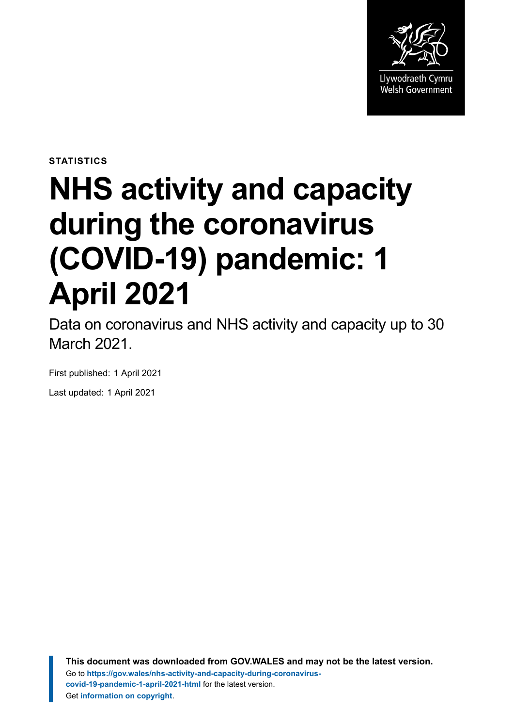Llywodraeth Cymru
Welsh Government

**STATISTICS**

# NHS activity and capacity during the coronavirus (COVID-19) pandemic: 1 April 2021

Data on coronavirus and NHS activity and capacity up to 30 March 2021.

First published: 1 April 2021

Last updated: 1 April 2021

**This document was downloaded from GOV.WALES and may not be the latest version.**
Go to **https://gov.wales/nhs-activity-and-capacity-during-coronavirus-covid-19-pandemic-1-april-2021-html** for the latest version.
Get **information on copyright**.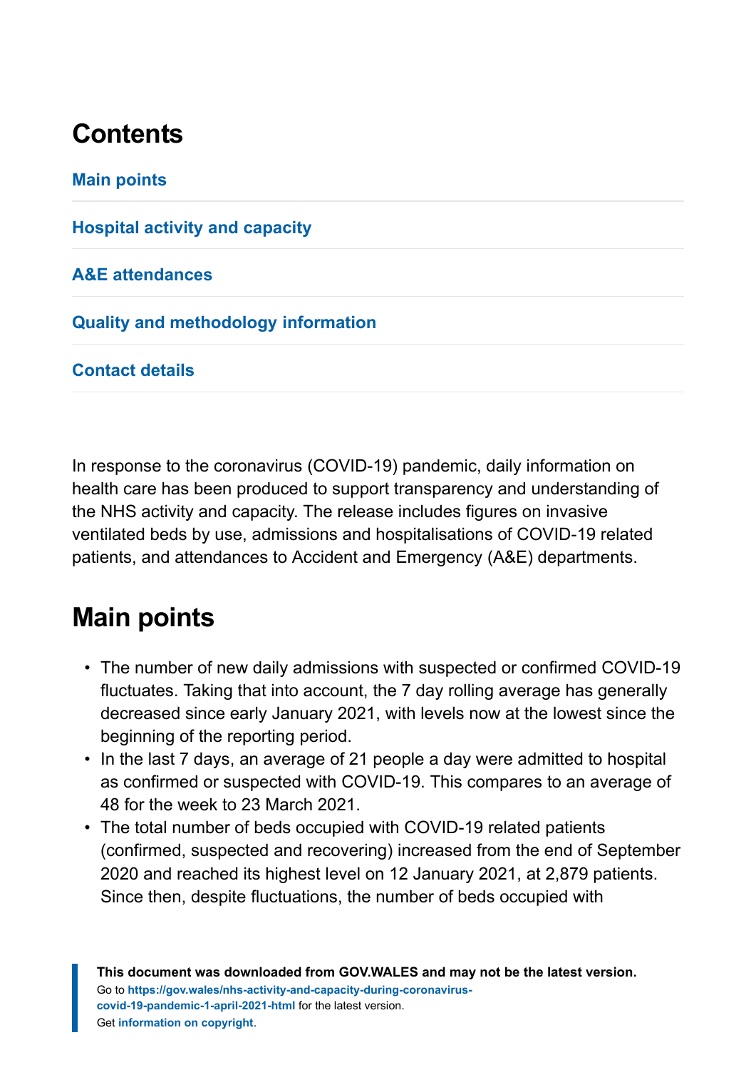## Contents

Main points

Hospital activity and capacity

A&E attendances

Quality and methodology information

Contact details

In response to the coronavirus (COVID-19) pandemic, daily information on health care has been produced to support transparency and understanding of the NHS activity and capacity. The release includes figures on invasive ventilated beds by use, admissions and hospitalisations of COVID-19 related patients, and attendances to Accident and Emergency (A&E) departments.

## Main points

- The number of new daily admissions with suspected or confirmed COVID-19 fluctuates. Taking that into account, the 7 day rolling average has generally decreased since early January 2021, with levels now at the lowest since the beginning of the reporting period.
- In the last 7 days, an average of 21 people a day were admitted to hospital as confirmed or suspected with COVID-19. This compares to an average of 48 for the week to 23 March 2021.
- The total number of beds occupied with COVID-19 related patients (confirmed, suspected and recovering) increased from the end of September 2020 and reached its highest level on 12 January 2021, at 2,879 patients. Since then, despite fluctuations, the number of beds occupied with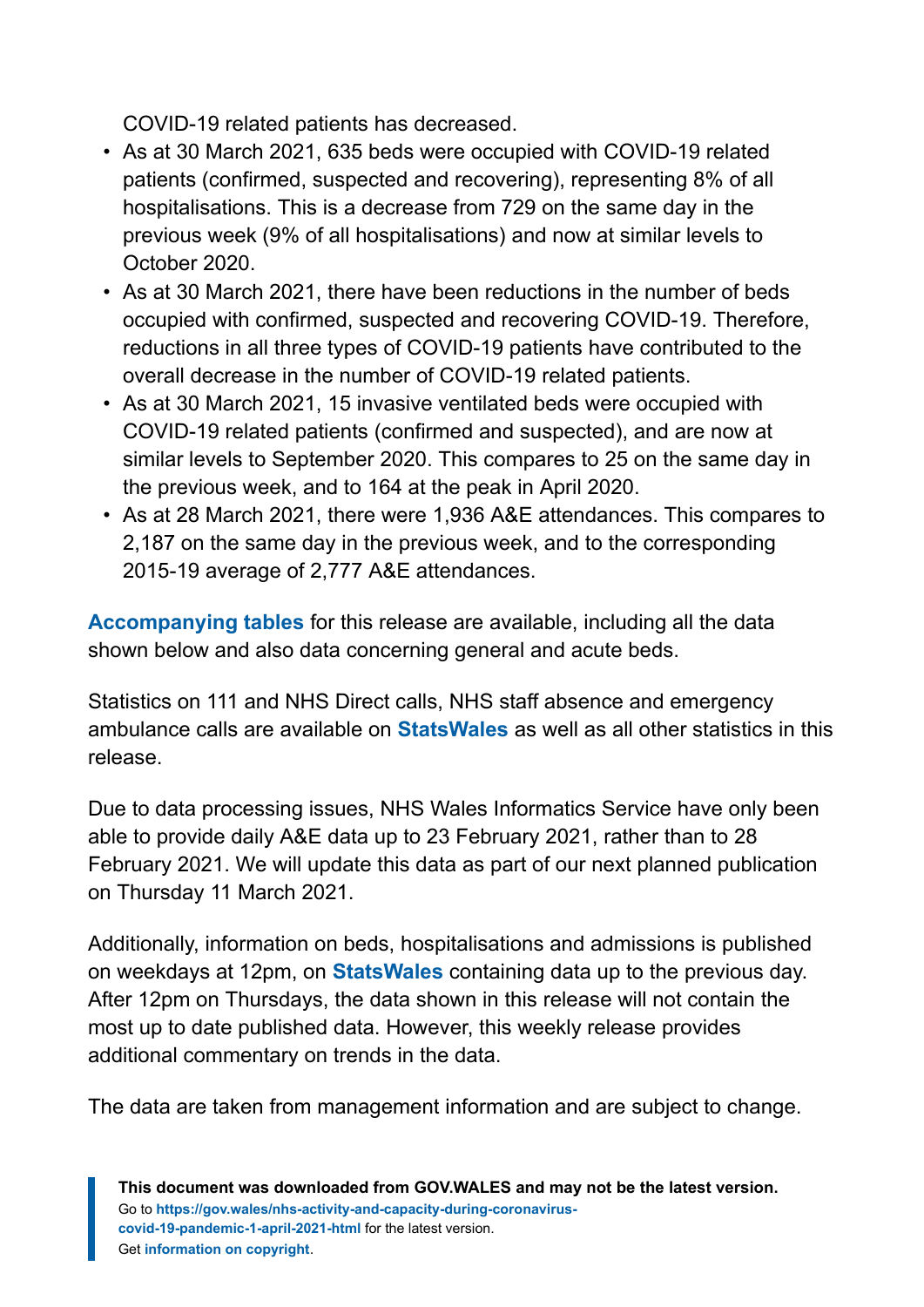COVID-19 related patients has decreased.

- As at 30 March 2021, 635 beds were occupied with COVID-19 related patients (confirmed, suspected and recovering), representing 8% of all hospitalisations. This is a decrease from 729 on the same day in the previous week (9% of all hospitalisations) and now at similar levels to October 2020.
- As at 30 March 2021, there have been reductions in the number of beds occupied with confirmed, suspected and recovering COVID-19. Therefore, reductions in all three types of COVID-19 patients have contributed to the overall decrease in the number of COVID-19 related patients.
- As at 30 March 2021, 15 invasive ventilated beds were occupied with COVID-19 related patients (confirmed and suspected), and are now at similar levels to September 2020. This compares to 25 on the same day in the previous week, and to 164 at the peak in April 2020.
- As at 28 March 2021, there were 1,936 A&E attendances. This compares to 2,187 on the same day in the previous week, and to the corresponding 2015-19 average of 2,777 A&E attendances.

**Accompanying tables** for this release are available, including all the data shown below and also data concerning general and acute beds.

Statistics on 111 and NHS Direct calls, NHS staff absence and emergency ambulance calls are available on **StatsWales** as well as all other statistics in this release.

Due to data processing issues, NHS Wales Informatics Service have only been able to provide daily A&E data up to 23 February 2021, rather than to 28 February 2021. We will update this data as part of our next planned publication on Thursday 11 March 2021.

Additionally, information on beds, hospitalisations and admissions is published on weekdays at 12pm, on **StatsWales** containing data up to the previous day. After 12pm on Thursdays, the data shown in this release will not contain the most up to date published data. However, this weekly release provides additional commentary on trends in the data.

The data are taken from management information and are subject to change.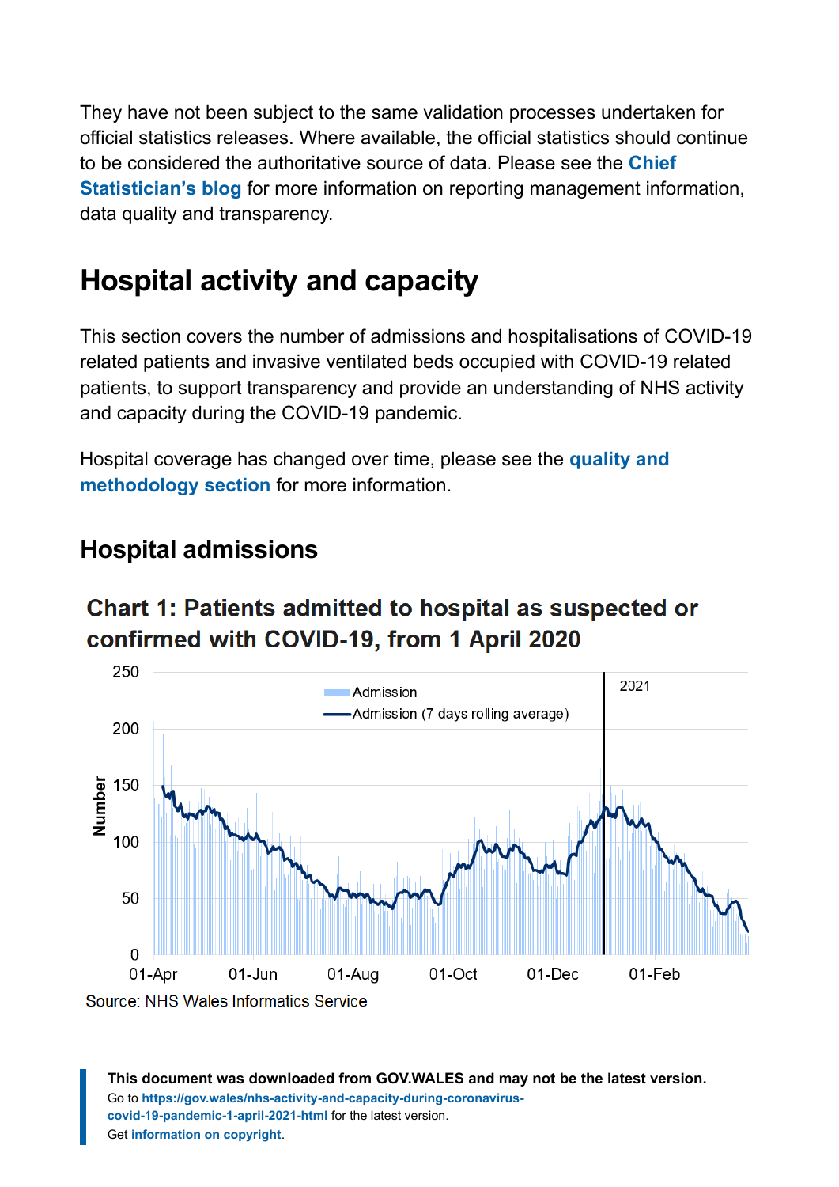They have not been subject to the same validation processes undertaken for official statistics releases. Where available, the official statistics should continue to be considered the authoritative source of data. Please see the **Chief Statistician's blog** for more information on reporting management information, data quality and transparency.

# Hospital activity and capacity

This section covers the number of admissions and hospitalisations of COVID-19 related patients and invasive ventilated beds occupied with COVID-19 related patients, to support transparency and provide an understanding of NHS activity and capacity during the COVID-19 pandemic.

Hospital coverage has changed over time, please see the **quality and methodology section** for more information.

## Hospital admissions

### Chart 1: Patients admitted to hospital as suspected or confirmed with COVID-19, from 1 April 2020

Source: NHS Wales Informatics Service

**This document was downloaded from GOV.WALES and may not be the latest version.**
Go to **https://gov.wales/nhs-activity-and-capacity-during-coronavirus-covid-19-pandemic-1-april-2021-html** for the latest version.
Get **information on copyright**.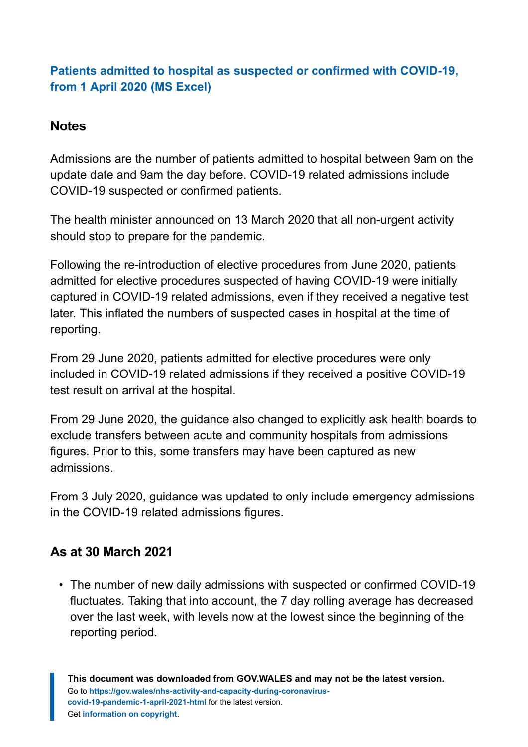[Patients admitted to hospital as suspected or confirmed with COVID-19, from 1 April 2020 (MS Excel)]

## Notes

Admissions are the number of patients admitted to hospital between 9am on the update date and 9am the day before. COVID-19 related admissions include COVID-19 suspected or confirmed patients.

The health minister announced on 13 March 2020 that all non-urgent activity should stop to prepare for the pandemic.

Following the re-introduction of elective procedures from June 2020, patients admitted for elective procedures suspected of having COVID-19 were initially captured in COVID-19 related admissions, even if they received a negative test later. This inflated the numbers of suspected cases in hospital at the time of reporting.

From 29 June 2020, patients admitted for elective procedures were only included in COVID-19 related admissions if they received a positive COVID-19 test result on arrival at the hospital.

From 29 June 2020, the guidance also changed to explicitly ask health boards to exclude transfers between acute and community hospitals from admissions figures. Prior to this, some transfers may have been captured as new admissions.

From 3 July 2020, guidance was updated to only include emergency admissions in the COVID-19 related admissions figures.

## As at 30 March 2021

- The number of new daily admissions with suspected or confirmed COVID-19 fluctuates. Taking that into account, the 7 day rolling average has decreased over the last week, with levels now at the lowest since the beginning of the reporting period.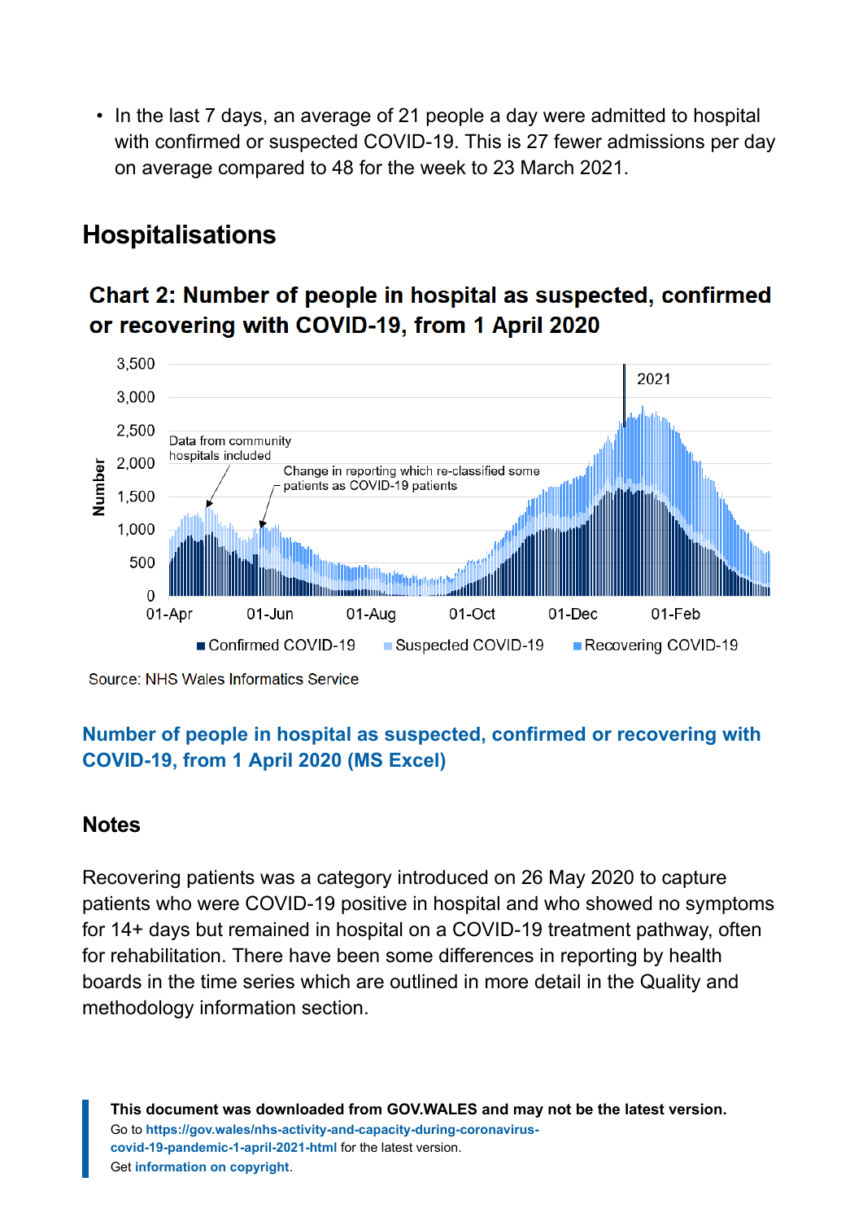- In the last 7 days, an average of 21 people a day were admitted to hospital with confirmed or suspected COVID-19. This is 27 fewer admissions per day on average compared to 48 for the week to 23 March 2021.

## Hospitalisations

### Chart 2: Number of people in hospital as suspected, confirmed or recovering with COVID-19, from 1 April 2020

Source: NHS Wales Informatics Service

[Number of people in hospital as suspected, confirmed or recovering with COVID-19, from 1 April 2020 (MS Excel)]

### Notes

Recovering patients was a category introduced on 26 May 2020 to capture patients who were COVID-19 positive in hospital and who showed no symptoms for 14+ days but remained in hospital on a COVID-19 treatment pathway, often for rehabilitation. There have been some differences in reporting by health boards in the time series which are outlined in more detail in the Quality and methodology information section.

**This document was downloaded from GOV.WALES and may not be the latest version.**
Go to **https://gov.wales/nhs-activity-and-capacity-during-coronavirus-covid-19-pandemic-1-april-2021-html** for the latest version.
Get **information on copyright**.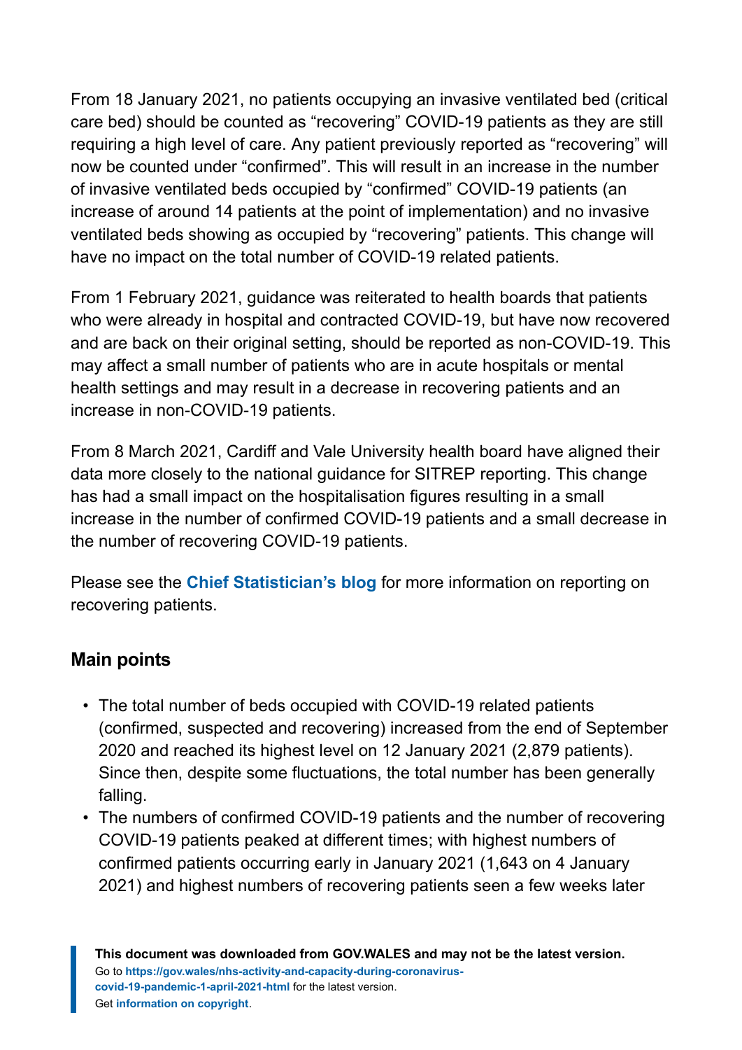From 18 January 2021, no patients occupying an invasive ventilated bed (critical care bed) should be counted as “recovering” COVID-19 patients as they are still requiring a high level of care. Any patient previously reported as “recovering” will now be counted under “confirmed”. This will result in an increase in the number of invasive ventilated beds occupied by “confirmed” COVID-19 patients (an increase of around 14 patients at the point of implementation) and no invasive ventilated beds showing as occupied by “recovering” patients. This change will have no impact on the total number of COVID-19 related patients.

From 1 February 2021, guidance was reiterated to health boards that patients who were already in hospital and contracted COVID-19, but have now recovered and are back on their original setting, should be reported as non-COVID-19. This may affect a small number of patients who are in acute hospitals or mental health settings and may result in a decrease in recovering patients and an increase in non-COVID-19 patients.

From 8 March 2021, Cardiff and Vale University health board have aligned their data more closely to the national guidance for SITREP reporting. This change has had a small impact on the hospitalisation figures resulting in a small increase in the number of confirmed COVID-19 patients and a small decrease in the number of recovering COVID-19 patients.

Please see the **Chief Statistician’s blog** for more information on reporting on recovering patients.

## Main points

- The total number of beds occupied with COVID-19 related patients (confirmed, suspected and recovering) increased from the end of September 2020 and reached its highest level on 12 January 2021 (2,879 patients). Since then, despite some fluctuations, the total number has been generally falling.
- The numbers of confirmed COVID-19 patients and the number of recovering COVID-19 patients peaked at different times; with highest numbers of confirmed patients occurring early in January 2021 (1,643 on 4 January 2021) and highest numbers of recovering patients seen a few weeks later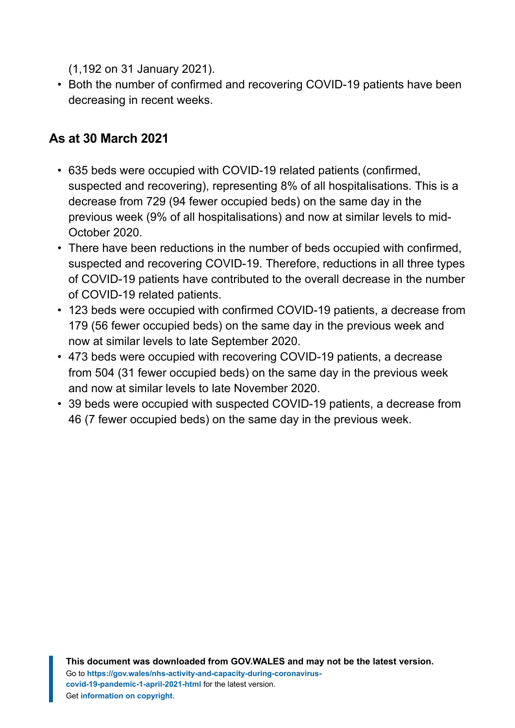(1,192 on 31 January 2021).

- Both the number of confirmed and recovering COVID-19 patients have been decreasing in recent weeks.

## As at 30 March 2021

- 635 beds were occupied with COVID-19 related patients (confirmed, suspected and recovering), representing 8% of all hospitalisations. This is a decrease from 729 (94 fewer occupied beds) on the same day in the previous week (9% of all hospitalisations) and now at similar levels to mid-October 2020.
- There have been reductions in the number of beds occupied with confirmed, suspected and recovering COVID-19. Therefore, reductions in all three types of COVID-19 patients have contributed to the overall decrease in the number of COVID-19 related patients.
- 123 beds were occupied with confirmed COVID-19 patients, a decrease from 179 (56 fewer occupied beds) on the same day in the previous week and now at similar levels to late September 2020.
- 473 beds were occupied with recovering COVID-19 patients, a decrease from 504 (31 fewer occupied beds) on the same day in the previous week and now at similar levels to late November 2020.
- 39 beds were occupied with suspected COVID-19 patients, a decrease from 46 (7 fewer occupied beds) on the same day in the previous week.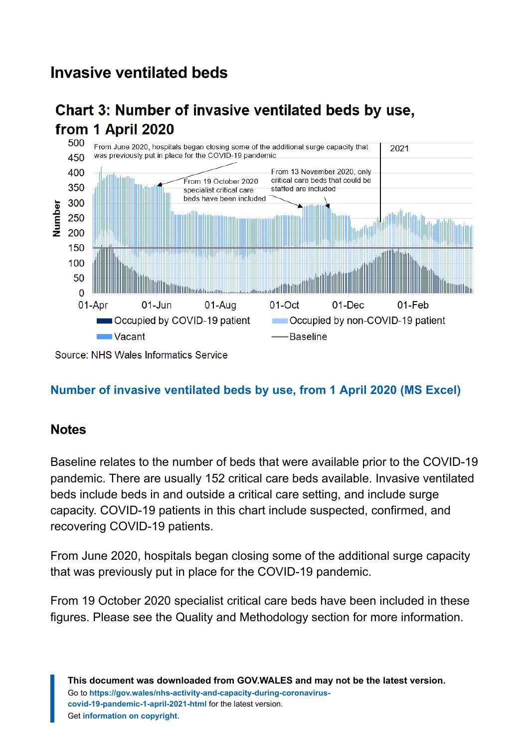## Invasive ventilated beds

### Chart 3: Number of invasive ventilated beds by use, from 1 April 2020

Source: NHS Wales Informatics Service

**Number of invasive ventilated beds by use, from 1 April 2020 (MS Excel)**

### Notes

Baseline relates to the number of beds that were available prior to the COVID-19 pandemic. There are usually 152 critical care beds available. Invasive ventilated beds include beds in and outside a critical care setting, and include surge capacity. COVID-19 patients in this chart include suspected, confirmed, and recovering COVID-19 patients.

From June 2020, hospitals began closing some of the additional surge capacity that was previously put in place for the COVID-19 pandemic.

From 19 October 2020 specialist critical care beds have been included in these figures. Please see the Quality and Methodology section for more information.

**This document was downloaded from GOV.WALES and may not be the latest version.**
Go to https://gov.wales/nhs-activity-and-capacity-during-coronavirus-covid-19-pandemic-1-april-2021-html for the latest version.
Get information on copyright.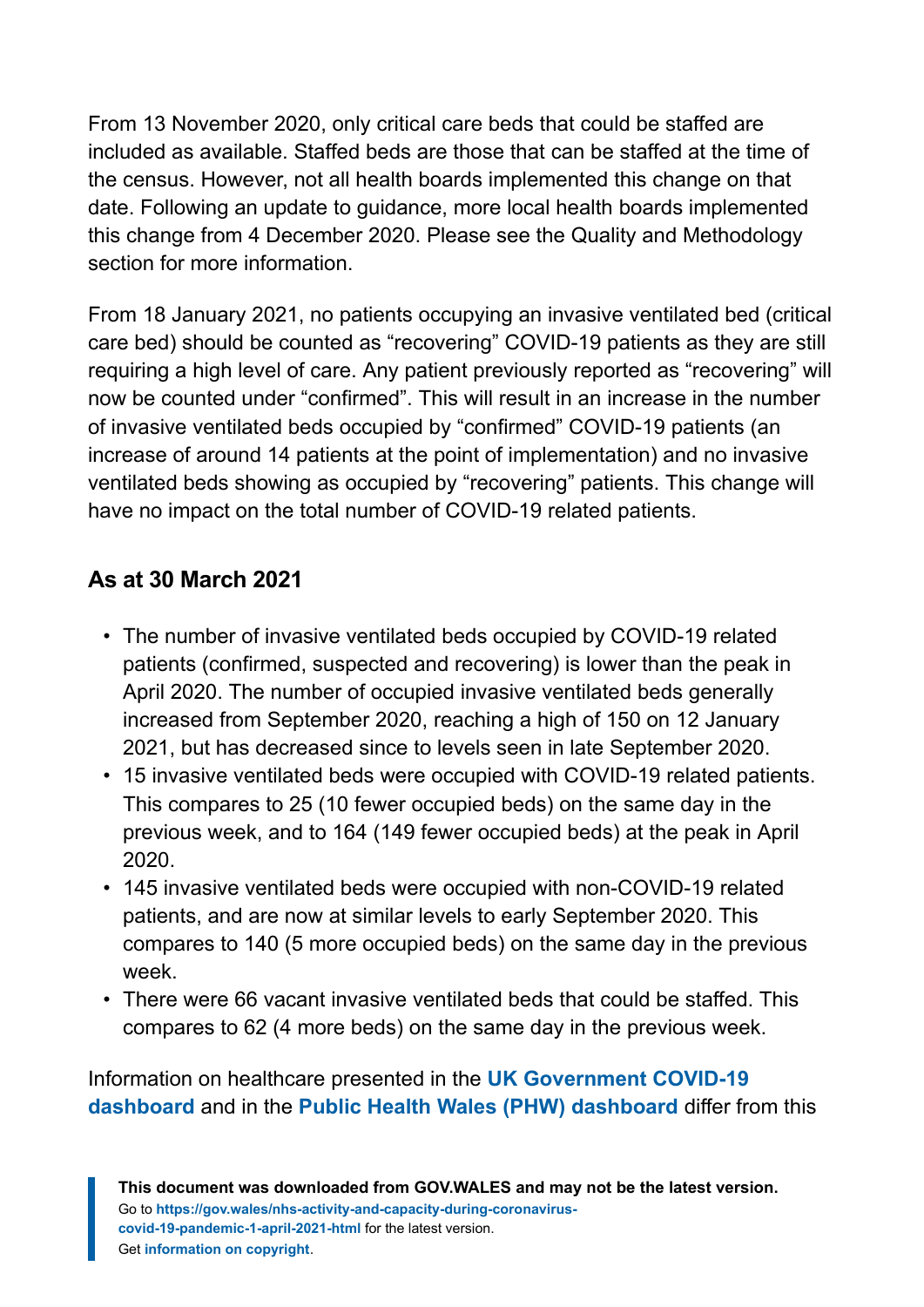From 13 November 2020, only critical care beds that could be staffed are included as available. Staffed beds are those that can be staffed at the time of the census. However, not all health boards implemented this change on that date. Following an update to guidance, more local health boards implemented this change from 4 December 2020. Please see the Quality and Methodology section for more information.

From 18 January 2021, no patients occupying an invasive ventilated bed (critical care bed) should be counted as "recovering" COVID-19 patients as they are still requiring a high level of care. Any patient previously reported as "recovering" will now be counted under "confirmed". This will result in an increase in the number of invasive ventilated beds occupied by "confirmed" COVID-19 patients (an increase of around 14 patients at the point of implementation) and no invasive ventilated beds showing as occupied by "recovering" patients. This change will have no impact on the total number of COVID-19 related patients.

### As at 30 March 2021

- The number of invasive ventilated beds occupied by COVID-19 related patients (confirmed, suspected and recovering) is lower than the peak in April 2020. The number of occupied invasive ventilated beds generally increased from September 2020, reaching a high of 150 on 12 January 2021, but has decreased since to levels seen in late September 2020.
- 15 invasive ventilated beds were occupied with COVID-19 related patients. This compares to 25 (10 fewer occupied beds) on the same day in the previous week, and to 164 (149 fewer occupied beds) at the peak in April 2020.
- 145 invasive ventilated beds were occupied with non-COVID-19 related patients, and are now at similar levels to early September 2020. This compares to 140 (5 more occupied beds) on the same day in the previous week.
- There were 66 vacant invasive ventilated beds that could be staffed. This compares to 62 (4 more beds) on the same day in the previous week.

Information on healthcare presented in the **UK Government COVID-19 dashboard** and in the **Public Health Wales (PHW) dashboard** differ from this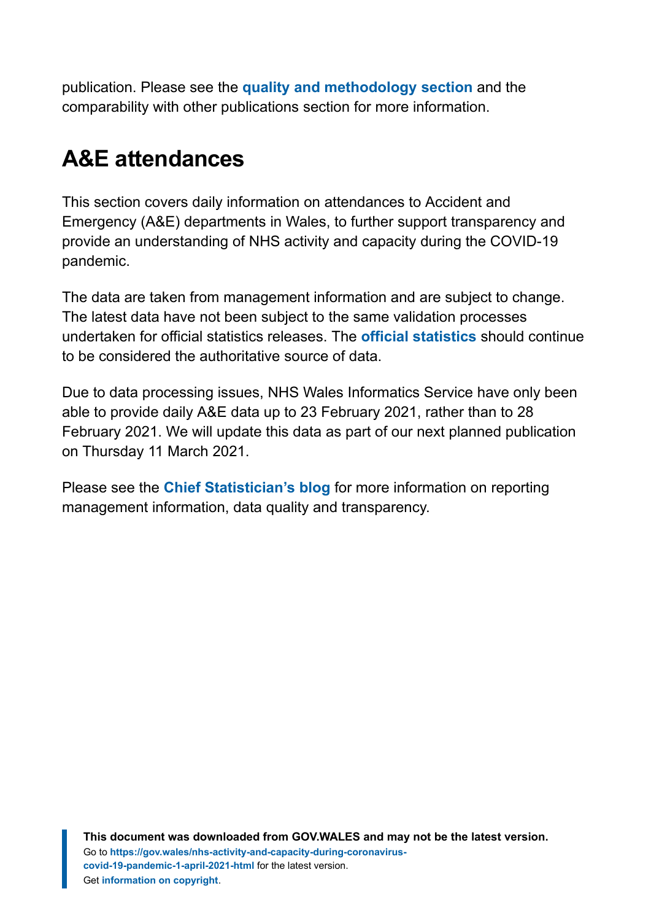publication. Please see the **quality and methodology section** and the comparability with other publications section for more information.

## A&E attendances

This section covers daily information on attendances to Accident and Emergency (A&E) departments in Wales, to further support transparency and provide an understanding of NHS activity and capacity during the COVID-19 pandemic.

The data are taken from management information and are subject to change. The latest data have not been subject to the same validation processes undertaken for official statistics releases. The **official statistics** should continue to be considered the authoritative source of data.

Due to data processing issues, NHS Wales Informatics Service have only been able to provide daily A&E data up to 23 February 2021, rather than to 28 February 2021. We will update this data as part of our next planned publication on Thursday 11 March 2021.

Please see the **Chief Statistician's blog** for more information on reporting management information, data quality and transparency.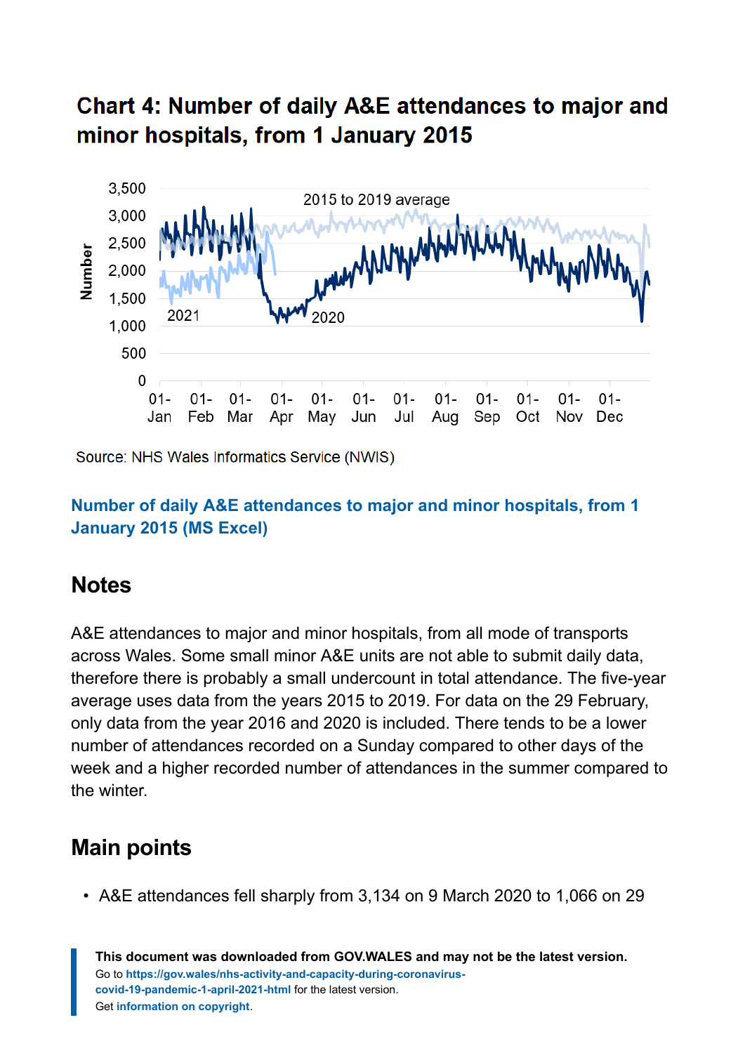## Chart 4: Number of daily A&E attendances to major and minor hospitals, from 1 January 2015

Source: NHS Wales Informatics Service (NWIS)

**Number of daily A&E attendances to major and minor hospitals, from 1 January 2015 (MS Excel)**

## Notes

A&E attendances to major and minor hospitals, from all mode of transports across Wales. Some small minor A&E units are not able to submit daily data, therefore there is probably a small undercount in total attendance. The five-year average uses data from the years 2015 to 2019. For data on the 29 February, only data from the year 2016 and 2020 is included. There tends to be a lower number of attendances recorded on a Sunday compared to other days of the week and a higher recorded number of attendances in the summer compared to the winter.

## Main points

- A&E attendances fell sharply from 3,134 on 9 March 2020 to 1,066 on 29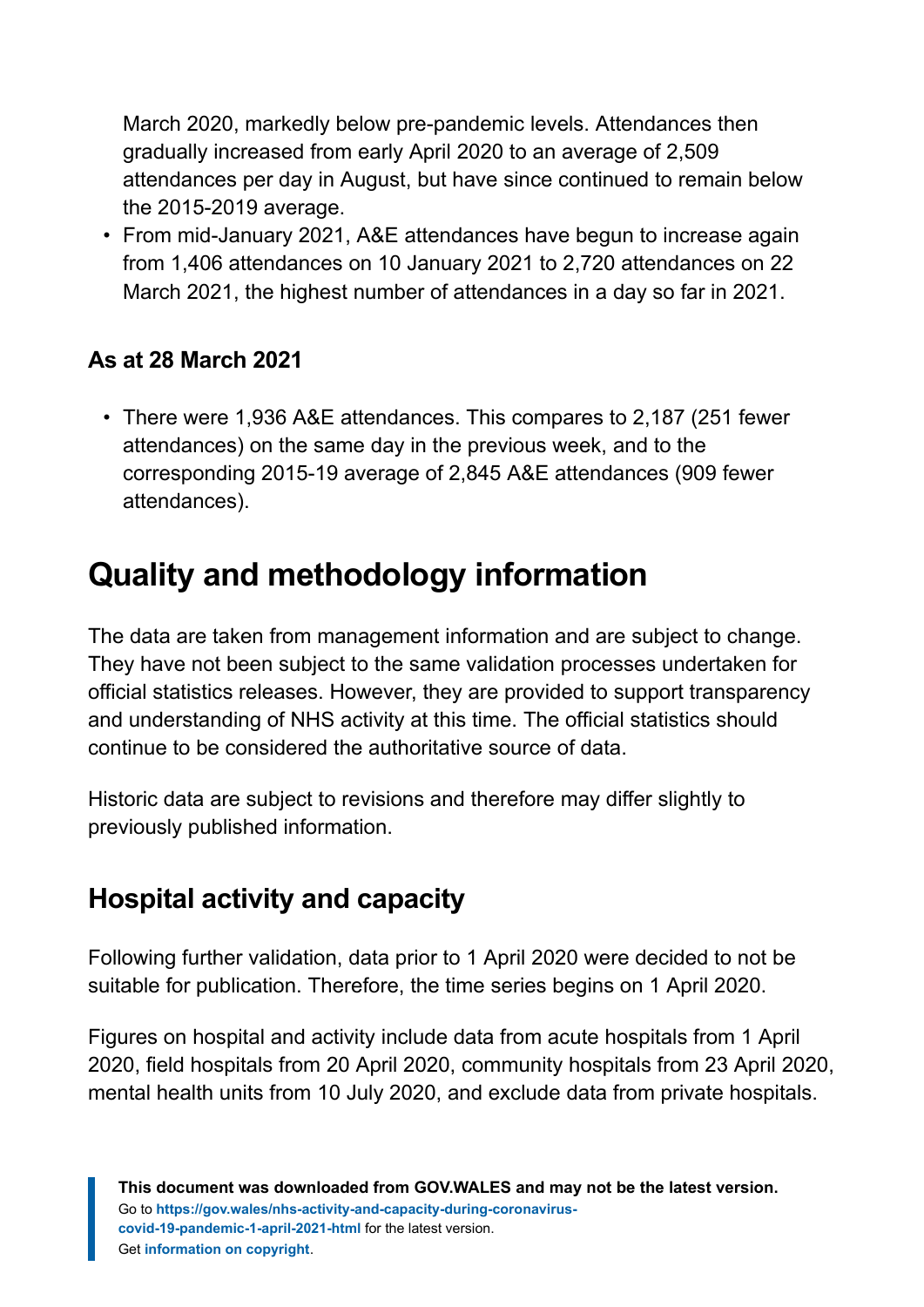March 2020, markedly below pre-pandemic levels. Attendances then gradually increased from early April 2020 to an average of 2,509 attendances per day in August, but have since continued to remain below the 2015-2019 average.

- From mid-January 2021, A&E attendances have begun to increase again from 1,406 attendances on 10 January 2021 to 2,720 attendances on 22 March 2021, the highest number of attendances in a day so far in 2021.

### As at 28 March 2021

- There were 1,936 A&E attendances. This compares to 2,187 (251 fewer attendances) on the same day in the previous week, and to the corresponding 2015-19 average of 2,845 A&E attendances (909 fewer attendances).

# Quality and methodology information

The data are taken from management information and are subject to change. They have not been subject to the same validation processes undertaken for official statistics releases. However, they are provided to support transparency and understanding of NHS activity at this time. The official statistics should continue to be considered the authoritative source of data.

Historic data are subject to revisions and therefore may differ slightly to previously published information.

## Hospital activity and capacity

Following further validation, data prior to 1 April 2020 were decided to not be suitable for publication. Therefore, the time series begins on 1 April 2020.

Figures on hospital and activity include data from acute hospitals from 1 April 2020, field hospitals from 20 April 2020, community hospitals from 23 April 2020, mental health units from 10 July 2020, and exclude data from private hospitals.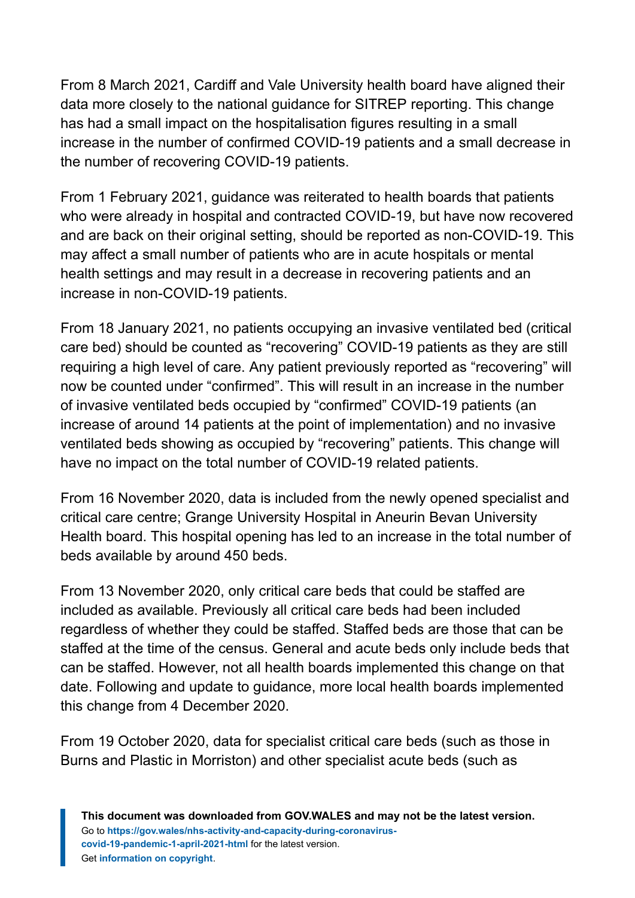From 8 March 2021, Cardiff and Vale University health board have aligned their data more closely to the national guidance for SITREP reporting. This change has had a small impact on the hospitalisation figures resulting in a small increase in the number of confirmed COVID-19 patients and a small decrease in the number of recovering COVID-19 patients.

From 1 February 2021, guidance was reiterated to health boards that patients who were already in hospital and contracted COVID-19, but have now recovered and are back on their original setting, should be reported as non-COVID-19. This may affect a small number of patients who are in acute hospitals or mental health settings and may result in a decrease in recovering patients and an increase in non-COVID-19 patients.

From 18 January 2021, no patients occupying an invasive ventilated bed (critical care bed) should be counted as “recovering” COVID-19 patients as they are still requiring a high level of care. Any patient previously reported as “recovering” will now be counted under “confirmed”. This will result in an increase in the number of invasive ventilated beds occupied by “confirmed” COVID-19 patients (an increase of around 14 patients at the point of implementation) and no invasive ventilated beds showing as occupied by “recovering” patients. This change will have no impact on the total number of COVID-19 related patients.

From 16 November 2020, data is included from the newly opened specialist and critical care centre; Grange University Hospital in Aneurin Bevan University Health board. This hospital opening has led to an increase in the total number of beds available by around 450 beds.

From 13 November 2020, only critical care beds that could be staffed are included as available. Previously all critical care beds had been included regardless of whether they could be staffed. Staffed beds are those that can be staffed at the time of the census. General and acute beds only include beds that can be staffed. However, not all health boards implemented this change on that date. Following and update to guidance, more local health boards implemented this change from 4 December 2020.

From 19 October 2020, data for specialist critical care beds (such as those in Burns and Plastic in Morriston) and other specialist acute beds (such as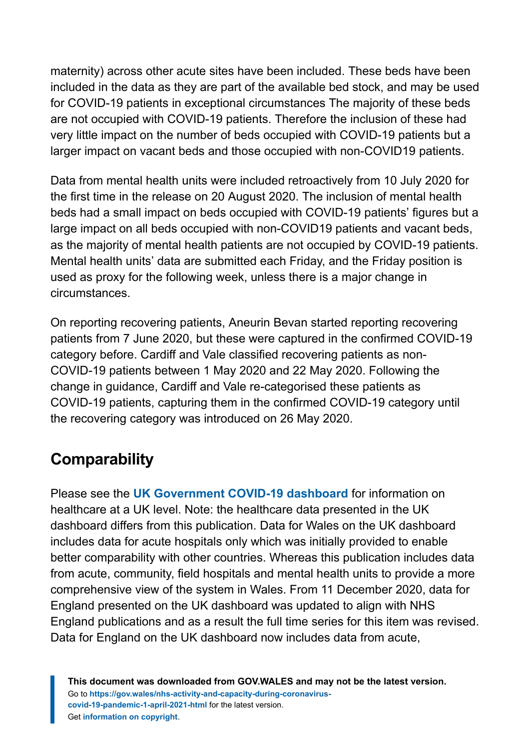maternity) across other acute sites have been included. These beds have been included in the data as they are part of the available bed stock, and may be used for COVID-19 patients in exceptional circumstances The majority of these beds are not occupied with COVID-19 patients. Therefore the inclusion of these had very little impact on the number of beds occupied with COVID-19 patients but a larger impact on vacant beds and those occupied with non-COVID19 patients.

Data from mental health units were included retroactively from 10 July 2020 for the first time in the release on 20 August 2020. The inclusion of mental health beds had a small impact on beds occupied with COVID-19 patients' figures but a large impact on all beds occupied with non-COVID19 patients and vacant beds, as the majority of mental health patients are not occupied by COVID-19 patients. Mental health units' data are submitted each Friday, and the Friday position is used as proxy for the following week, unless there is a major change in circumstances.

On reporting recovering patients, Aneurin Bevan started reporting recovering patients from 7 June 2020, but these were captured in the confirmed COVID-19 category before. Cardiff and Vale classified recovering patients as non-COVID-19 patients between 1 May 2020 and 22 May 2020. Following the change in guidance, Cardiff and Vale re-categorised these patients as COVID-19 patients, capturing them in the confirmed COVID-19 category until the recovering category was introduced on 26 May 2020.

## Comparability

Please see the **UK Government COVID-19 dashboard** for information on healthcare at a UK level. Note: the healthcare data presented in the UK dashboard differs from this publication. Data for Wales on the UK dashboard includes data for acute hospitals only which was initially provided to enable better comparability with other countries. Whereas this publication includes data from acute, community, field hospitals and mental health units to provide a more comprehensive view of the system in Wales. From 11 December 2020, data for England presented on the UK dashboard was updated to align with NHS England publications and as a result the full time series for this item was revised. Data for England on the UK dashboard now includes data from acute,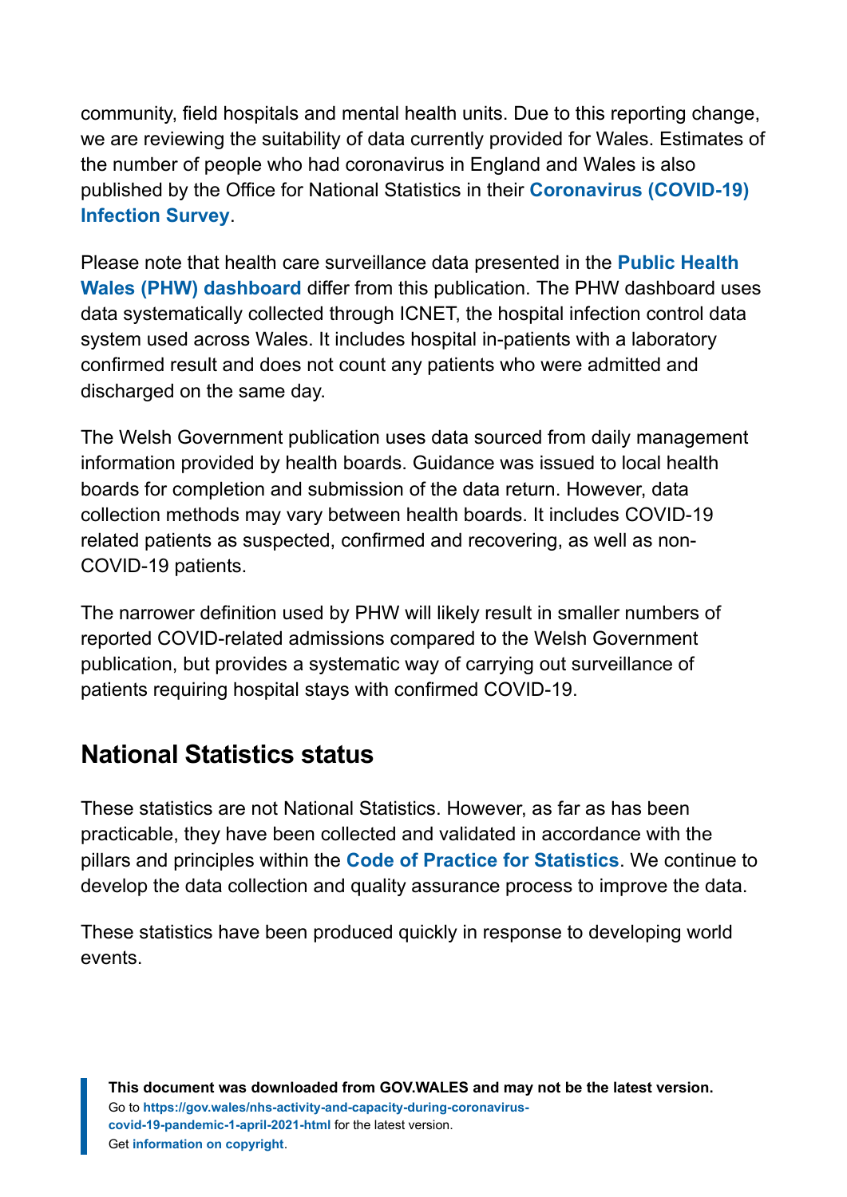community, field hospitals and mental health units. Due to this reporting change, we are reviewing the suitability of data currently provided for Wales. Estimates of the number of people who had coronavirus in England and Wales is also published by the Office for National Statistics in their **Coronavirus (COVID-19) Infection Survey**.

Please note that health care surveillance data presented in the **Public Health Wales (PHW) dashboard** differ from this publication. The PHW dashboard uses data systematically collected through ICNET, the hospital infection control data system used across Wales. It includes hospital in-patients with a laboratory confirmed result and does not count any patients who were admitted and discharged on the same day.

The Welsh Government publication uses data sourced from daily management information provided by health boards. Guidance was issued to local health boards for completion and submission of the data return. However, data collection methods may vary between health boards. It includes COVID-19 related patients as suspected, confirmed and recovering, as well as non-COVID-19 patients.

The narrower definition used by PHW will likely result in smaller numbers of reported COVID-related admissions compared to the Welsh Government publication, but provides a systematic way of carrying out surveillance of patients requiring hospital stays with confirmed COVID-19.

## National Statistics status

These statistics are not National Statistics. However, as far as has been practicable, they have been collected and validated in accordance with the pillars and principles within the **Code of Practice for Statistics**. We continue to develop the data collection and quality assurance process to improve the data.

These statistics have been produced quickly in response to developing world events.

**This document was downloaded from GOV.WALES and may not be the latest version.**
Go to **https://gov.wales/nhs-activity-and-capacity-during-coronavirus-covid-19-pandemic-1-april-2021-html** for the latest version.
Get **information on copyright**.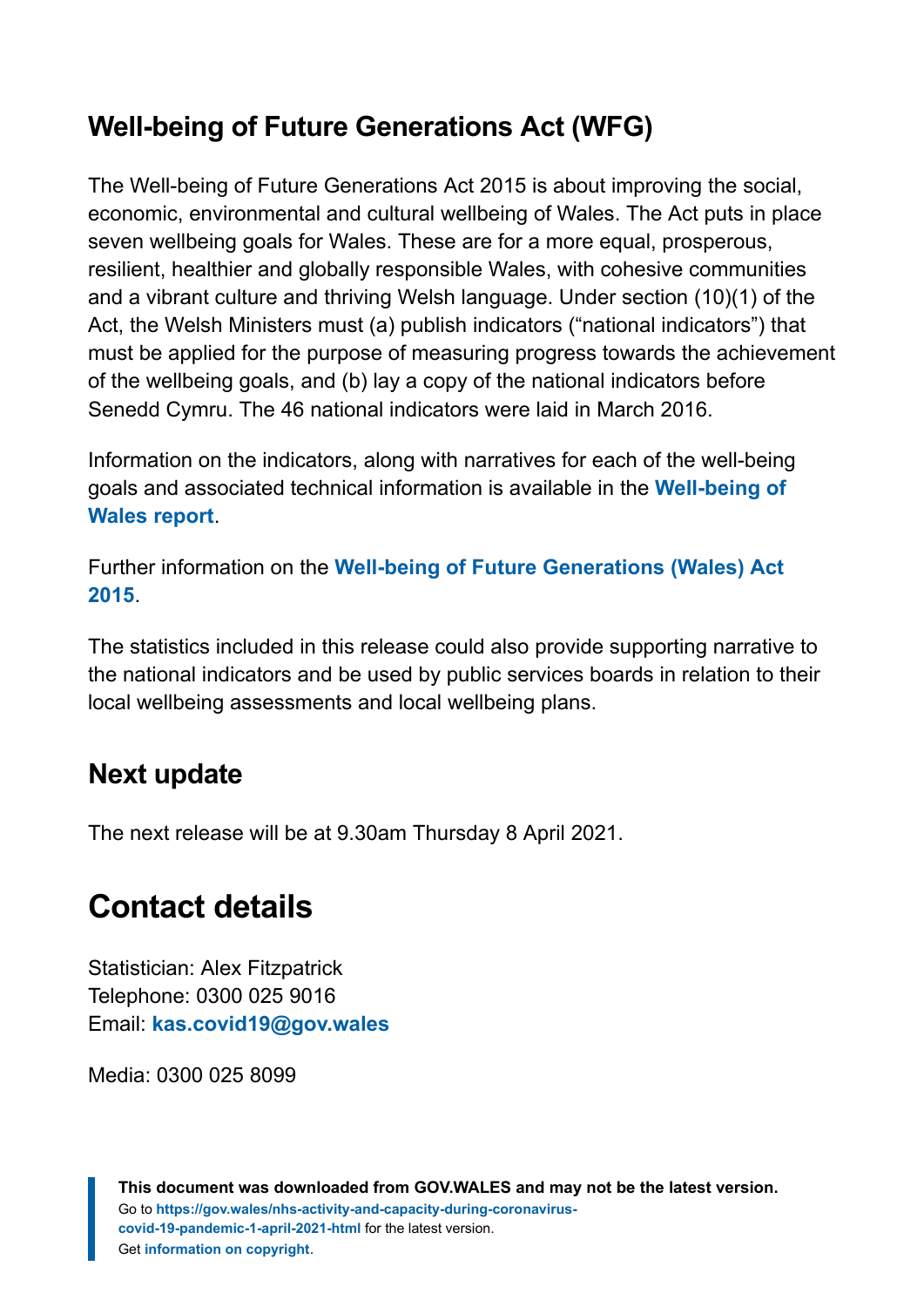## Well-being of Future Generations Act (WFG)

The Well-being of Future Generations Act 2015 is about improving the social, economic, environmental and cultural wellbeing of Wales. The Act puts in place seven wellbeing goals for Wales. These are for a more equal, prosperous, resilient, healthier and globally responsible Wales, with cohesive communities and a vibrant culture and thriving Welsh language. Under section (10)(1) of the Act, the Welsh Ministers must (a) publish indicators ("national indicators") that must be applied for the purpose of measuring progress towards the achievement of the wellbeing goals, and (b) lay a copy of the national indicators before Senedd Cymru. The 46 national indicators were laid in March 2016.

Information on the indicators, along with narratives for each of the well-being goals and associated technical information is available in the **Well-being of Wales report**.

Further information on the **Well-being of Future Generations (Wales) Act 2015**.

The statistics included in this release could also provide supporting narrative to the national indicators and be used by public services boards in relation to their local wellbeing assessments and local wellbeing plans.

## Next update

The next release will be at 9.30am Thursday 8 April 2021.

# Contact details

Statistician: Alex Fitzpatrick
Telephone: 0300 025 9016
Email: **kas.covid19@gov.wales**

Media: 0300 025 8099

**This document was downloaded from GOV.WALES and may not be the latest version.**
Go to **https://gov.wales/nhs-activity-and-capacity-during-coronavirus-covid-19-pandemic-1-april-2021-html** for the latest version.
Get **information on copyright**.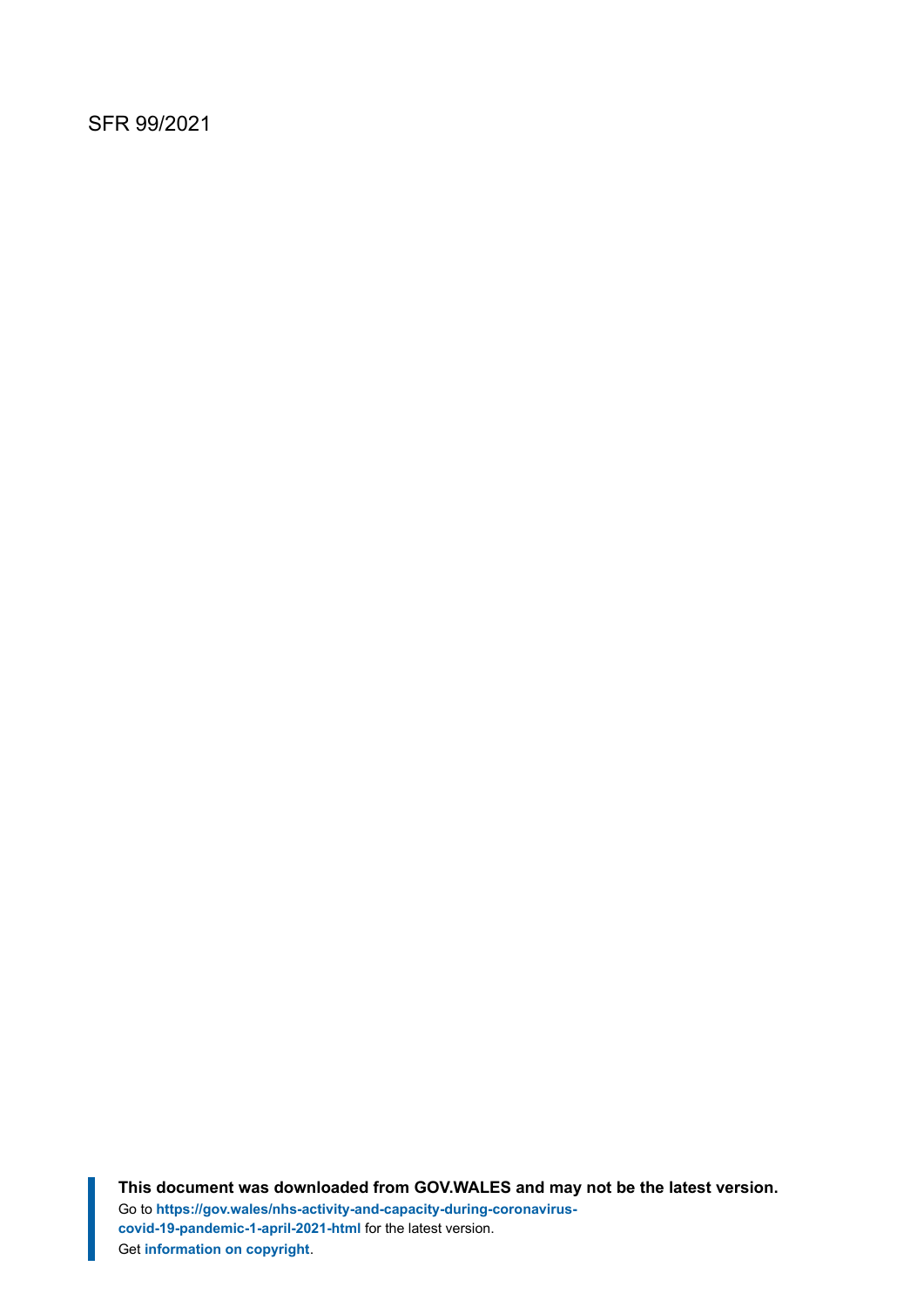SFR 99/2021

**This document was downloaded from GOV.WALES and may not be the latest version.**
Go to **https://gov.wales/nhs-activity-and-capacity-during-coronavirus-covid-19-pandemic-1-april-2021-html** for the latest version.
Get **information on copyright**.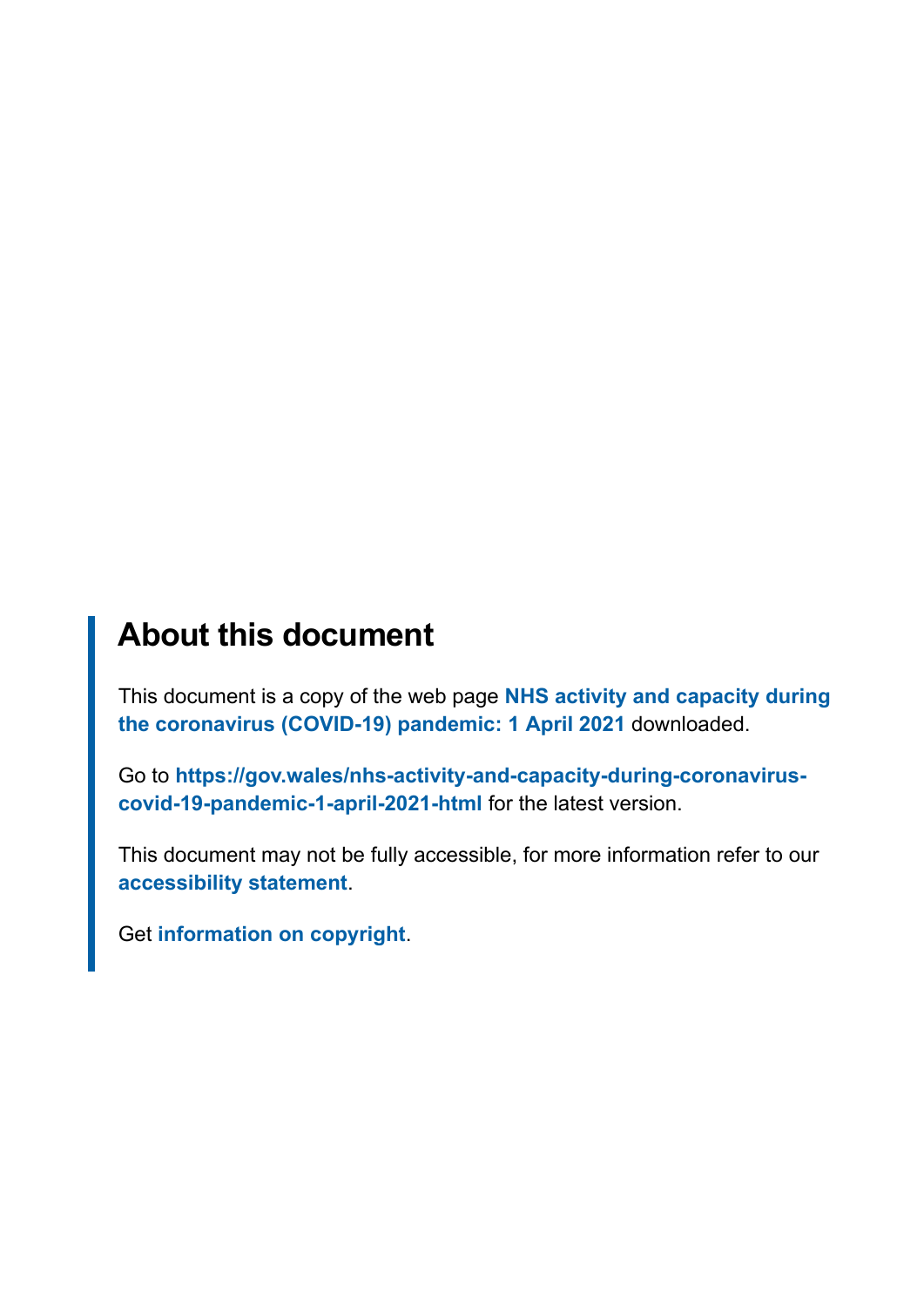## About this document

This document is a copy of the web page **NHS activity and capacity during the coronavirus (COVID-19) pandemic: 1 April 2021** downloaded.

Go to **https://gov.wales/nhs-activity-and-capacity-during-coronavirus-covid-19-pandemic-1-april-2021-html** for the latest version.

This document may not be fully accessible, for more information refer to our **accessibility statement**.

Get **information on copyright**.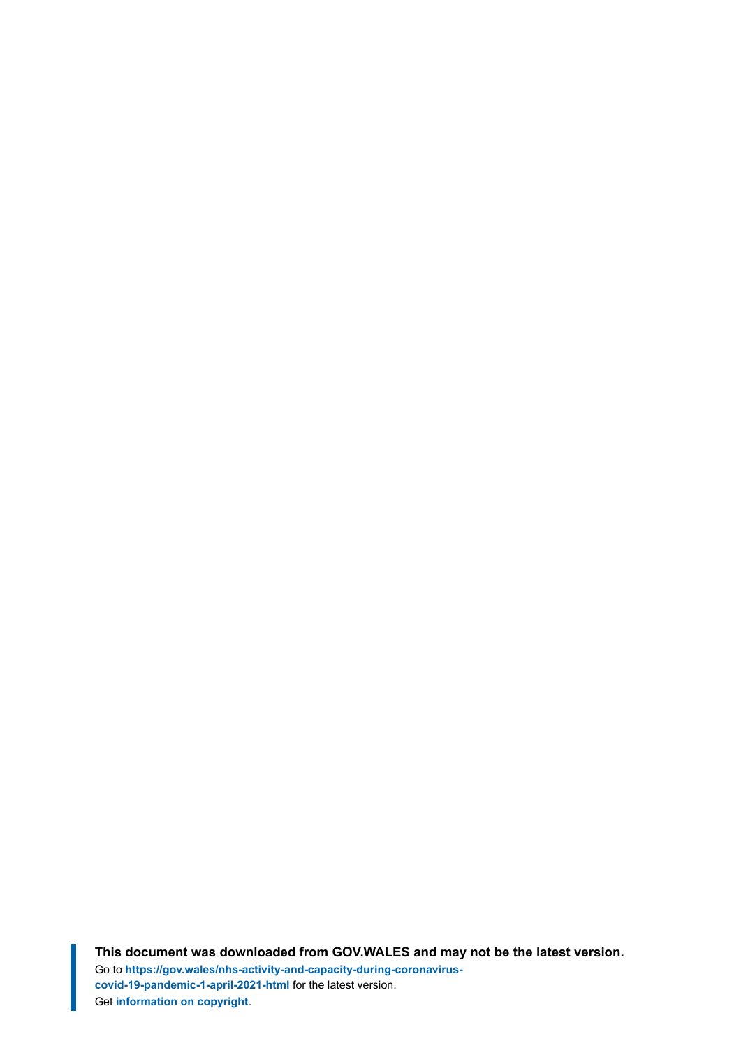**This document was downloaded from GOV.WALES and may not be the latest version.**

Go to **https://gov.wales/nhs-activity-and-capacity-during-coronavirus-covid-19-pandemic-1-april-2021-html** for the latest version.

Get **information on copyright**.